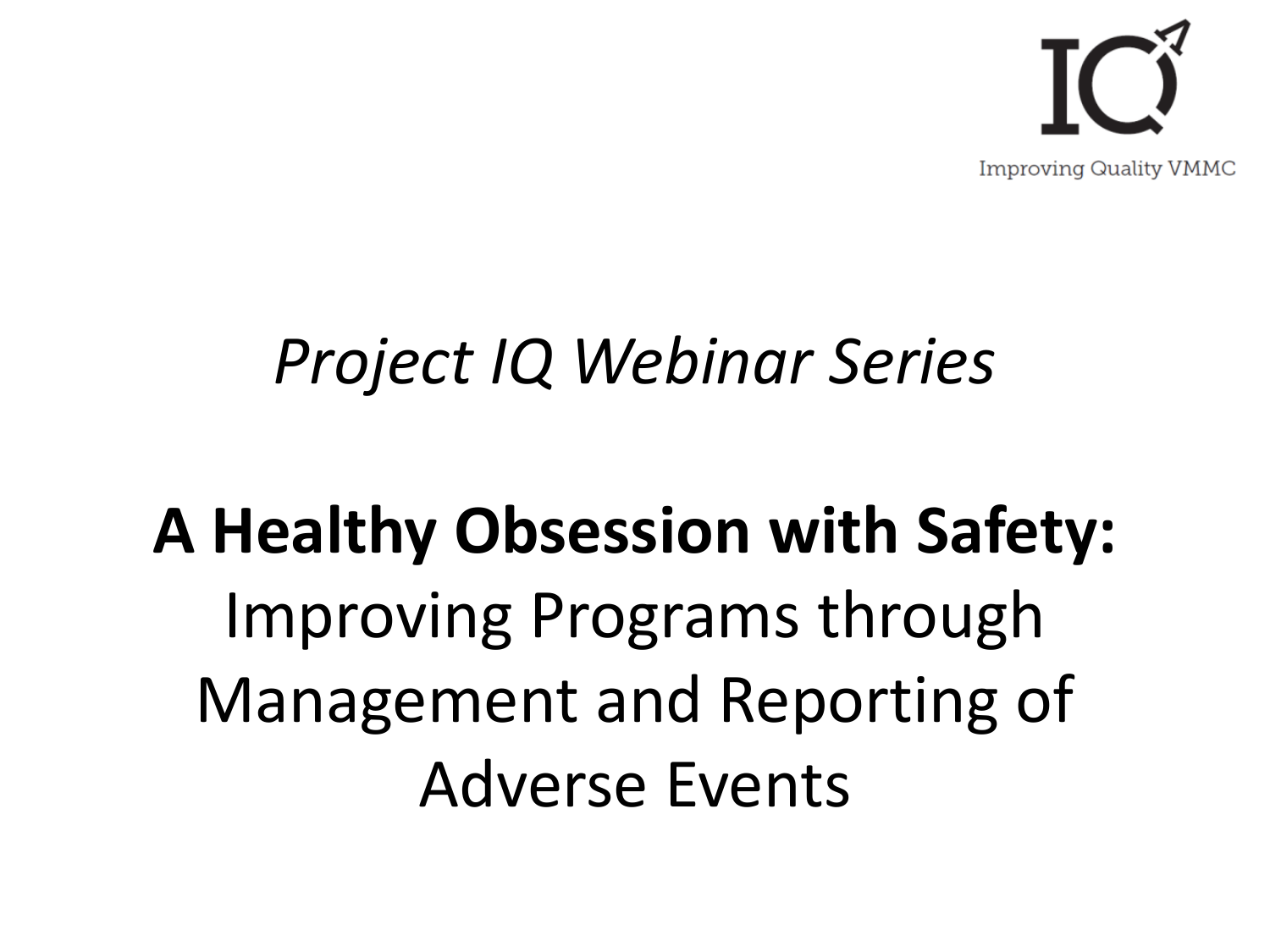IQ

Improving Quality VMMC

*Project IQ Webinar Series*

# **A Healthy Obsession with Safety:** Improving Programs through Management and Reporting of Adverse Events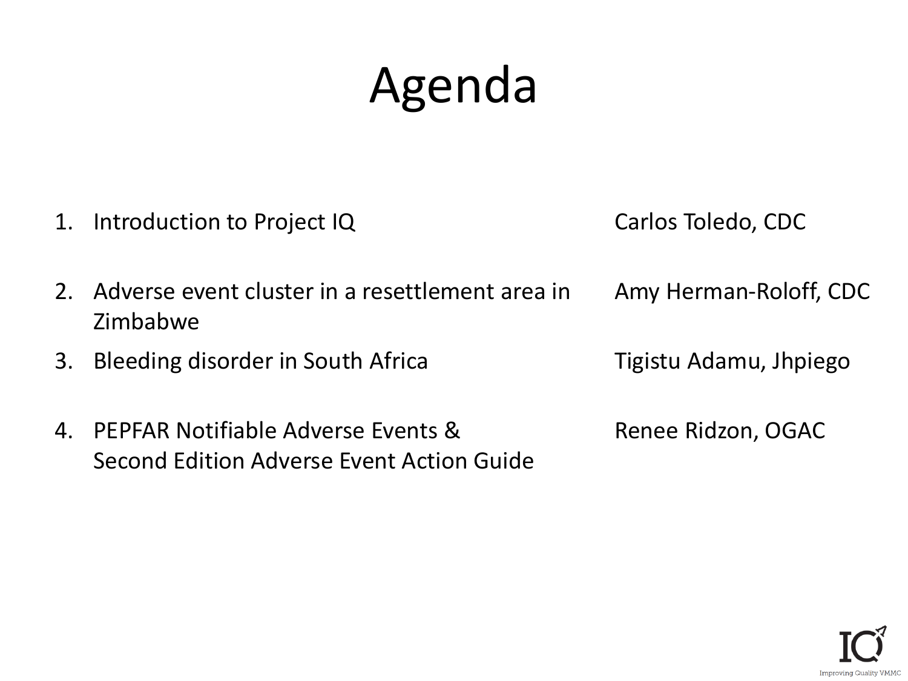# Agenda

| | Topic | Presenter |
|---|---|---|
| 1. | Introduction to Project IQ | Carlos Toledo, CDC |
| 2. | Adverse event cluster in a resettlement area in Zimbabwe | Amy Herman-Roloff, CDC |
| 3. | Bleeding disorder in South Africa | Tigistu Adamu, Jhpiego |
| 4. | PEPFAR Notifiable Adverse Events & Second Edition Adverse Event Action Guide | Renee Ridzon, OGAC |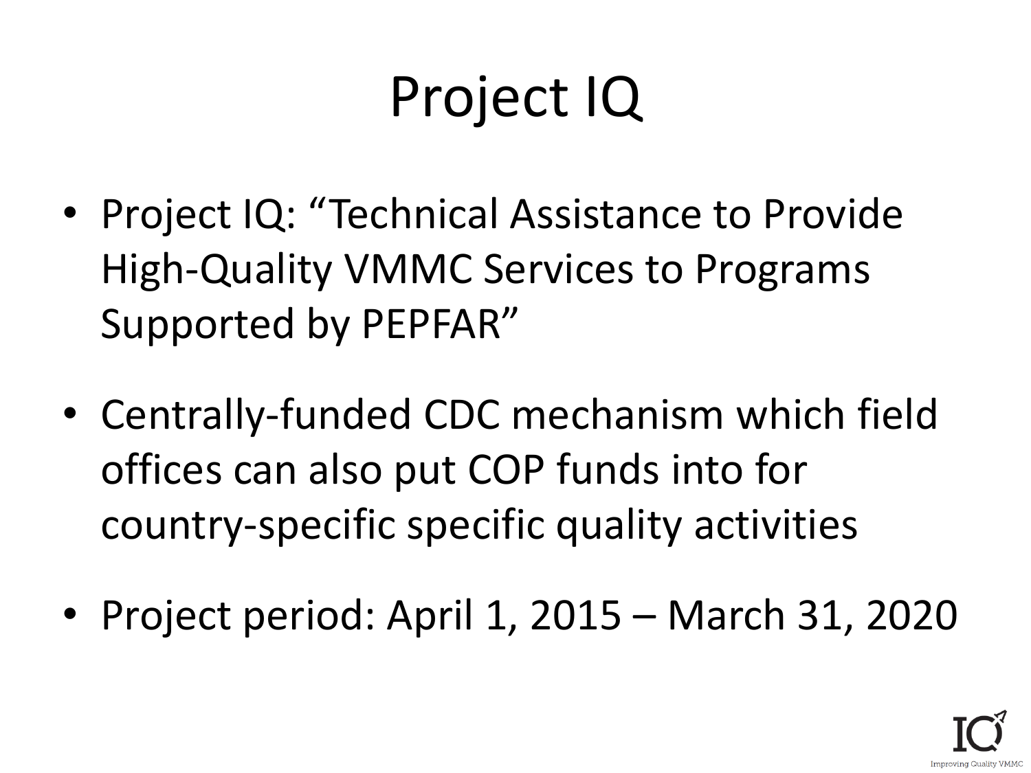# Project IQ

- Project IQ: "Technical Assistance to Provide High-Quality VMMC Services to Programs Supported by PEPFAR"
- Centrally-funded CDC mechanism which field offices can also put COP funds into for country-specific specific quality activities
- Project period: April 1, 2015 – March 31, 2020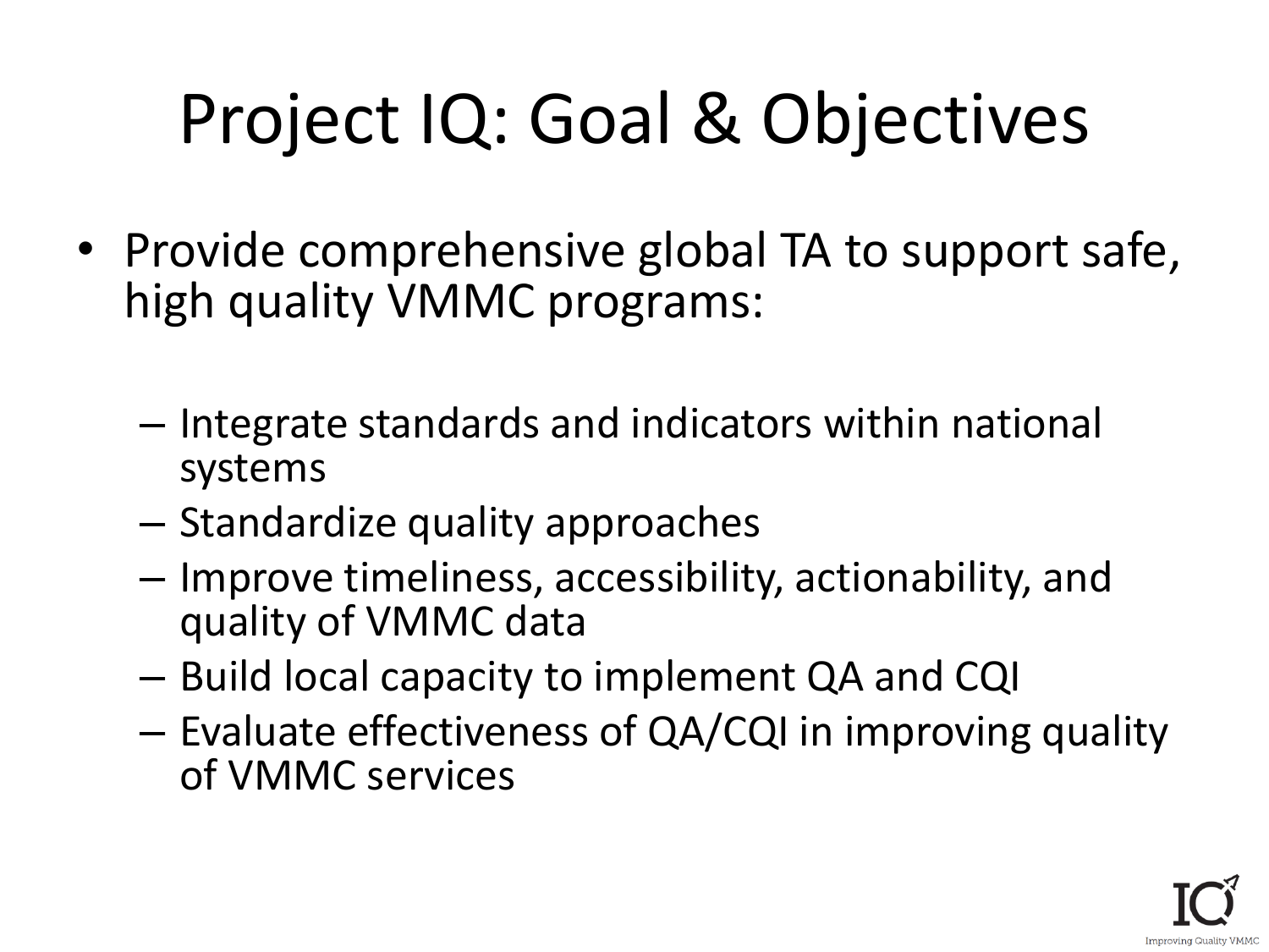# Project IQ: Goal & Objectives

- Provide comprehensive global TA to support safe, high quality VMMC programs:
  - Integrate standards and indicators within national systems
  - Standardize quality approaches
  - Improve timeliness, accessibility, actionability, and quality of VMMC data
  - Build local capacity to implement QA and CQI
  - Evaluate effectiveness of QA/CQI in improving quality of VMMC services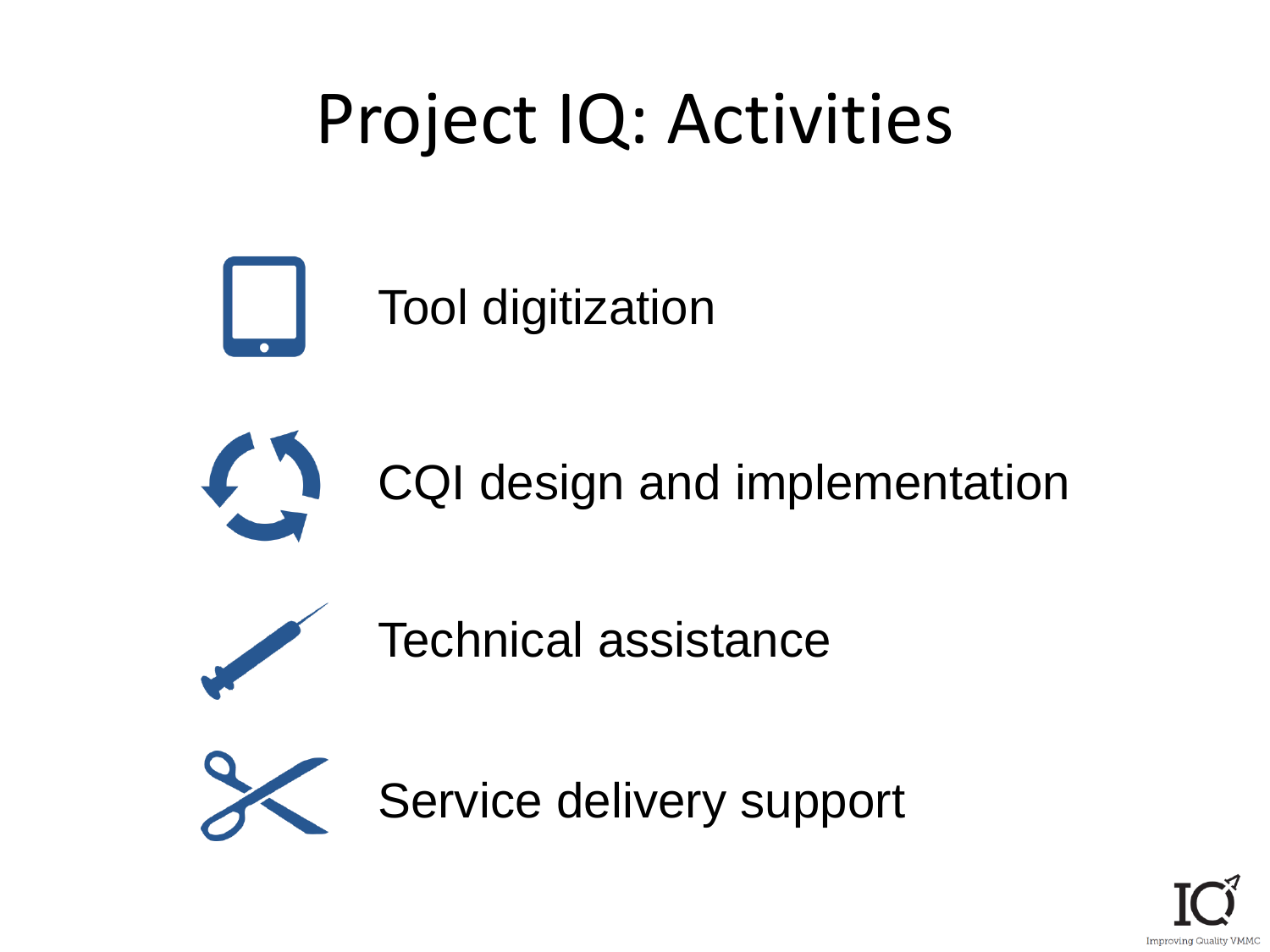# Project IQ: Activities

- Tool digitization
- CQI design and implementation
- Technical assistance
- Service delivery support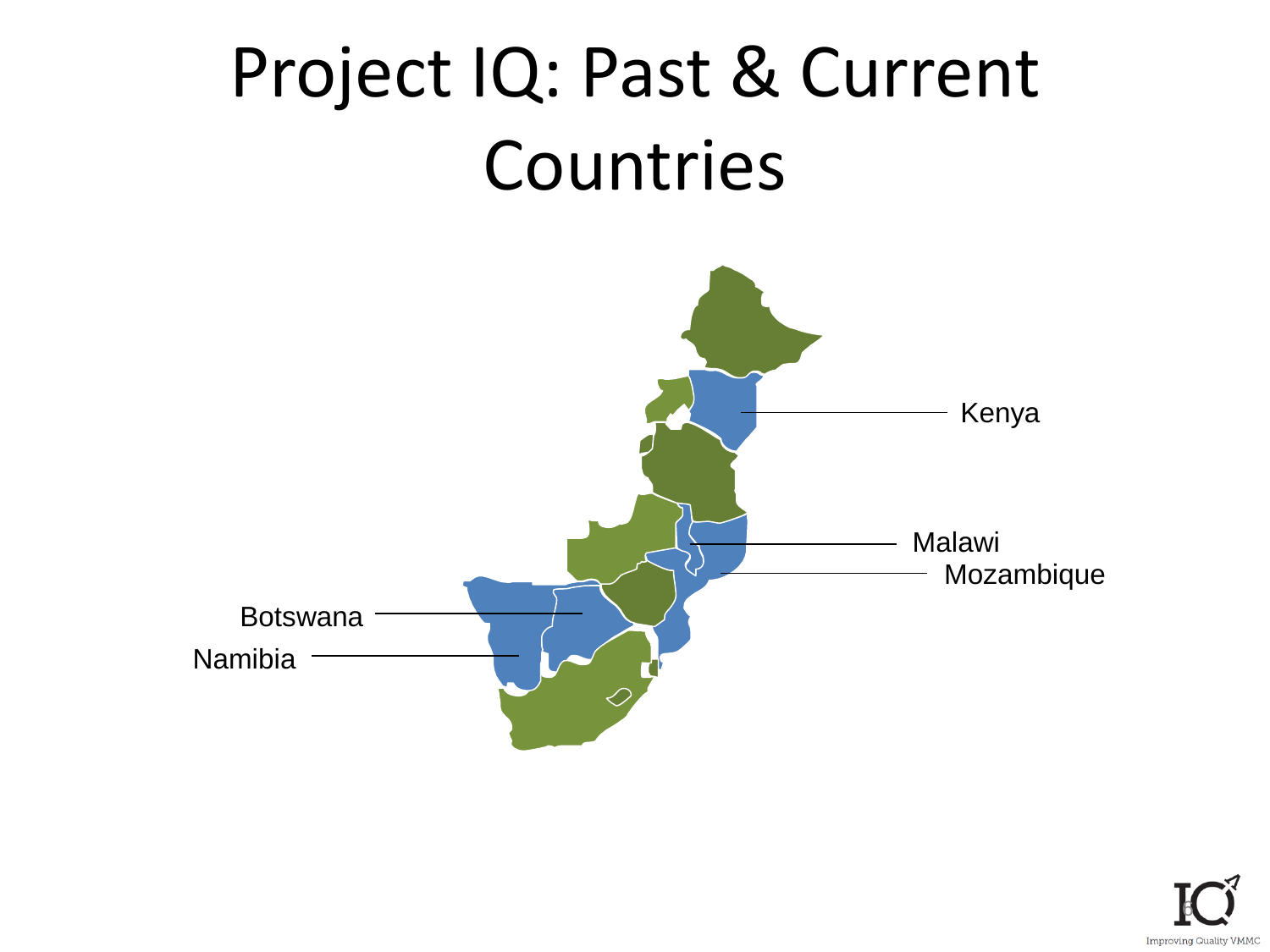# Project IQ: Past & Current Countries

Kenya

Malawi

Mozambique

Botswana

Namibia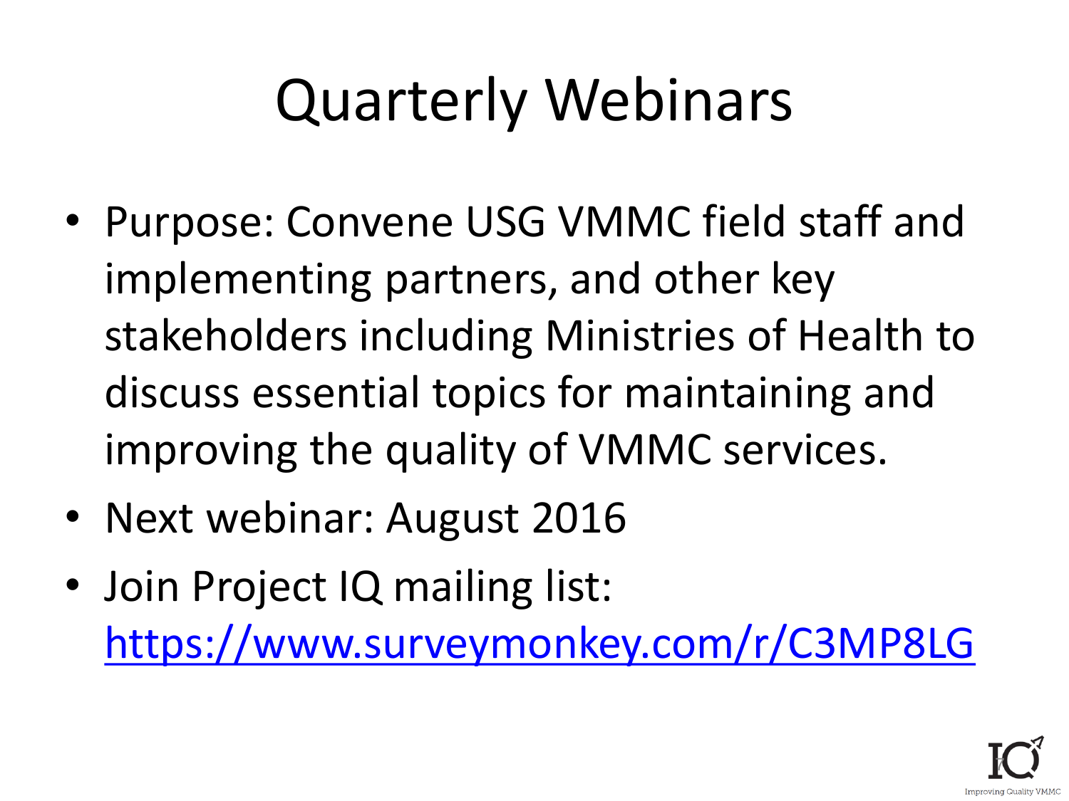# Quarterly Webinars

- Purpose: Convene USG VMMC field staff and implementing partners, and other key stakeholders including Ministries of Health to discuss essential topics for maintaining and improving the quality of VMMC services.
- Next webinar: August 2016
- Join Project IQ mailing list: https://www.surveymonkey.com/r/C3MP8LG

IQ Improving Quality VMMC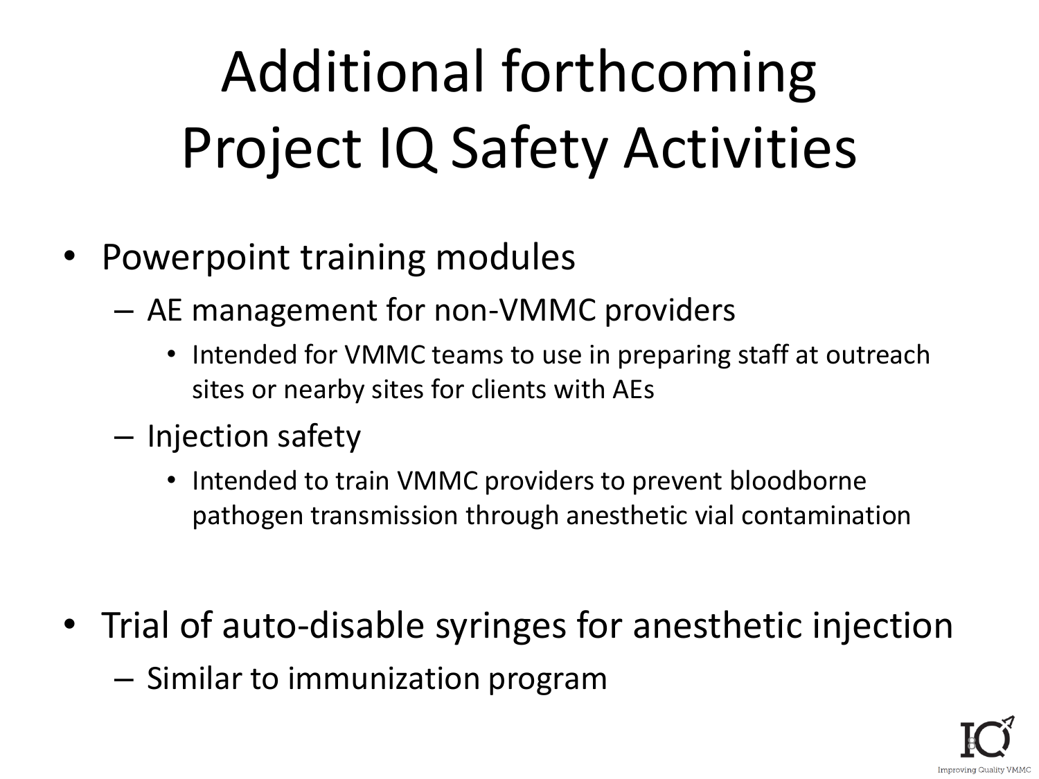# Additional forthcoming Project IQ Safety Activities

- Powerpoint training modules
  - AE management for non-VMMC providers
    - Intended for VMMC teams to use in preparing staff at outreach sites or nearby sites for clients with AEs
  - Injection safety
    - Intended to train VMMC providers to prevent bloodborne pathogen transmission through anesthetic vial contamination

- Trial of auto-disable syringes for anesthetic injection
  - Similar to immunization program